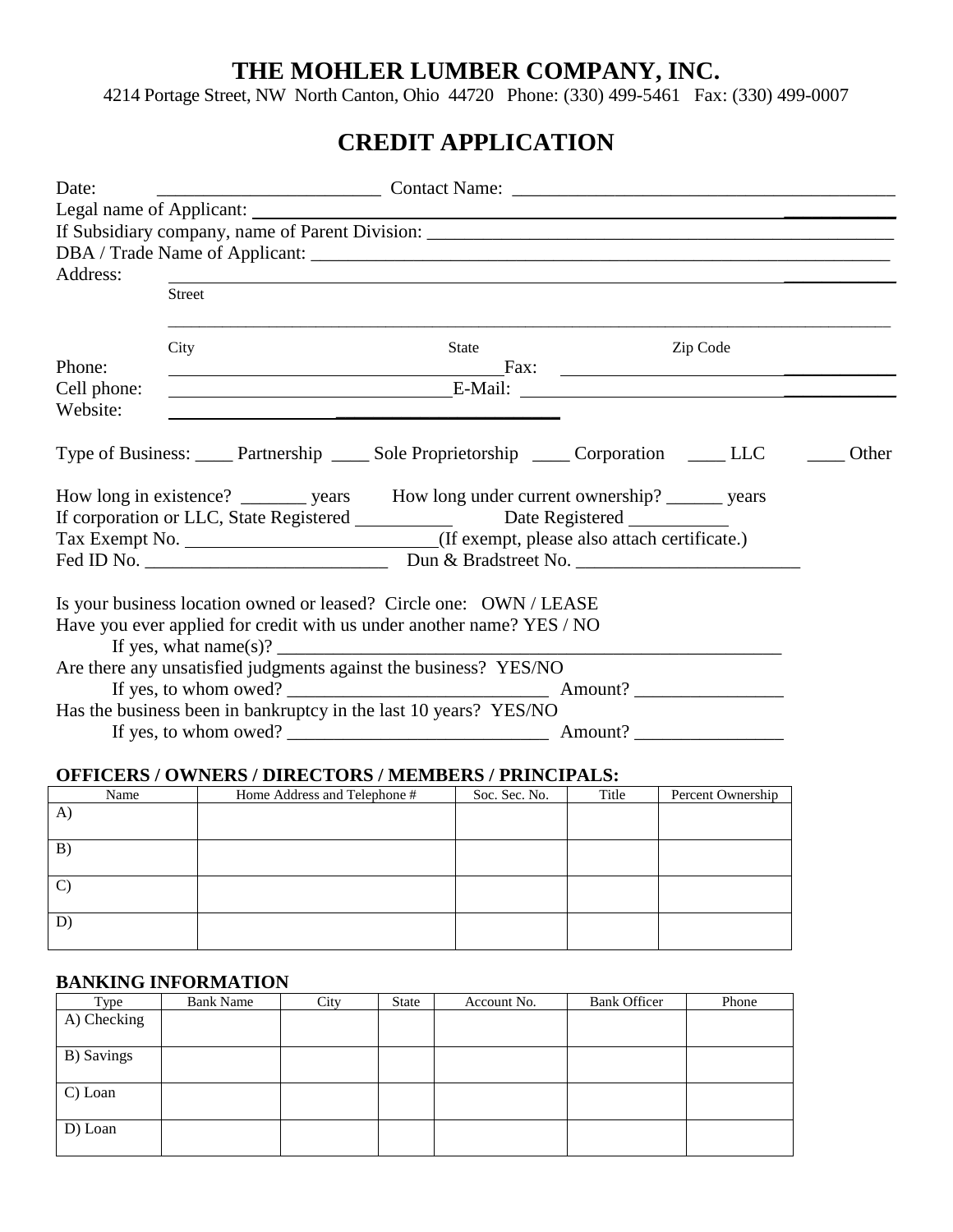# THE MOHLER LUMBER COMPANY, INC.

4214 Portage Street, NW North Canton, Ohio 44720 Phone: (330) 499-5461 Fax: (330) 499-0007

## CREDIT APPLICATION

Date: ________________________ Contact Name: ________________________________________

Legal name of Applicant: ____________________________________________________________

If Subsidiary company, name of Parent Division: ______________________________________________

DBA / Trade Name of Applicant: ________________________________________________________

Address: ____________________________________________________________________________
Street

____________________________________________________________________________
City State Zip Code

Phone: ________________________________ Fax: ________________________________

Cell phone: ____________________________ E-Mail: ______________________________

Website: ________________________________

Type of Business: ____ Partnership ____ Sole Proprietorship ____ Corporation ____ LLC ____ Other

How long in existence? _______ years How long under current ownership? ______ years

If corporation or LLC, State Registered __________ Date Registered __________

Tax Exempt No. __________________________(If exempt, please also attach certificate.)

Fed ID No. __________________________ Dun & Bradstreet No. ________________________

Is your business location owned or leased? Circle one: OWN / LEASE

Have you ever applied for credit with us under another name? YES / NO

If yes, what name(s)? ________________________________________________________

Are there any unsatisfied judgments against the business? YES/NO

If yes, to whom owed? ____________________________ Amount? ________________

Has the business been in bankruptcy in the last 10 years? YES/NO

If yes, to whom owed? ____________________________ Amount? ________________

**OFFICERS / OWNERS / DIRECTORS / MEMBERS / PRINCIPALS:**

| Name | Home Address and Telephone # | Soc. Sec. No. | Title | Percent Ownership |
|---|---|---|---|---|
| A) | | | | |
| B) | | | | |
| C) | | | | |
| D) | | | | |

**BANKING INFORMATION**

| Type | Bank Name | City | State | Account No. | Bank Officer | Phone |
|---|---|---|---|---|---|---|
| A) Checking | | | | | | |
| B) Savings | | | | | | |
| C) Loan | | | | | | |
| D) Loan | | | | | | |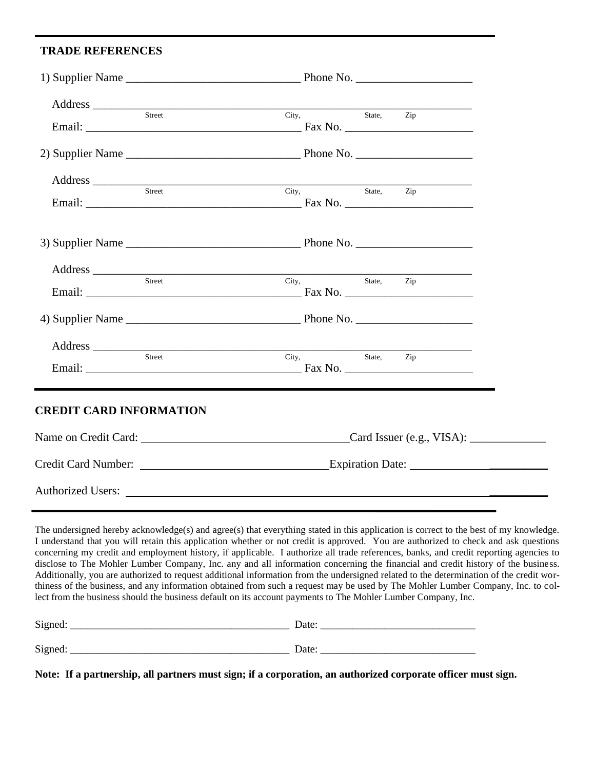## TRADE REFERENCES

1) Supplier Name ______________________________ Phone No. ____________________

Address ____________________________________________________________
Street                                   City,          State,      Zip

Email: _____________________________________ Fax No. ______________________

2) Supplier Name ______________________________ Phone No. ____________________

Address ____________________________________________________________
Street                                   City,          State,      Zip

Email: _____________________________________ Fax No. ______________________

3) Supplier Name ______________________________ Phone No. ____________________

Address ____________________________________________________________
Street                                   City,          State,      Zip

Email: _____________________________________ Fax No. ______________________

4) Supplier Name ______________________________ Phone No. ____________________

Address ____________________________________________________________
Street                                   City,          State,      Zip

Email: _____________________________________ Fax No. ______________________

## CREDIT CARD INFORMATION

Name on Credit Card: ____________________________________ Card Issuer (e.g., VISA): _____________

Credit Card Number: ________________________________ Expiration Date: ________________________

Authorized Users: _________________________________________________________________________

The undersigned hereby acknowledge(s) and agree(s) that everything stated in this application is correct to the best of my knowledge. I understand that you will retain this application whether or not credit is approved. You are authorized to check and ask questions concerning my credit and employment history, if applicable. I authorize all trade references, banks, and credit reporting agencies to disclose to The Mohler Lumber Company, Inc. any and all information concerning the financial and credit history of the business. Additionally, you are authorized to request additional information from the undersigned related to the determination of the credit worthiness of the business, and any information obtained from such a request may be used by The Mohler Lumber Company, Inc. to collect from the business should the business default on its account payments to The Mohler Lumber Company, Inc.

Signed: _________________________________________ Date: _____________________________

Signed: _________________________________________ Date: _____________________________

**Note: If a partnership, all partners must sign; if a corporation, an authorized corporate officer must sign.**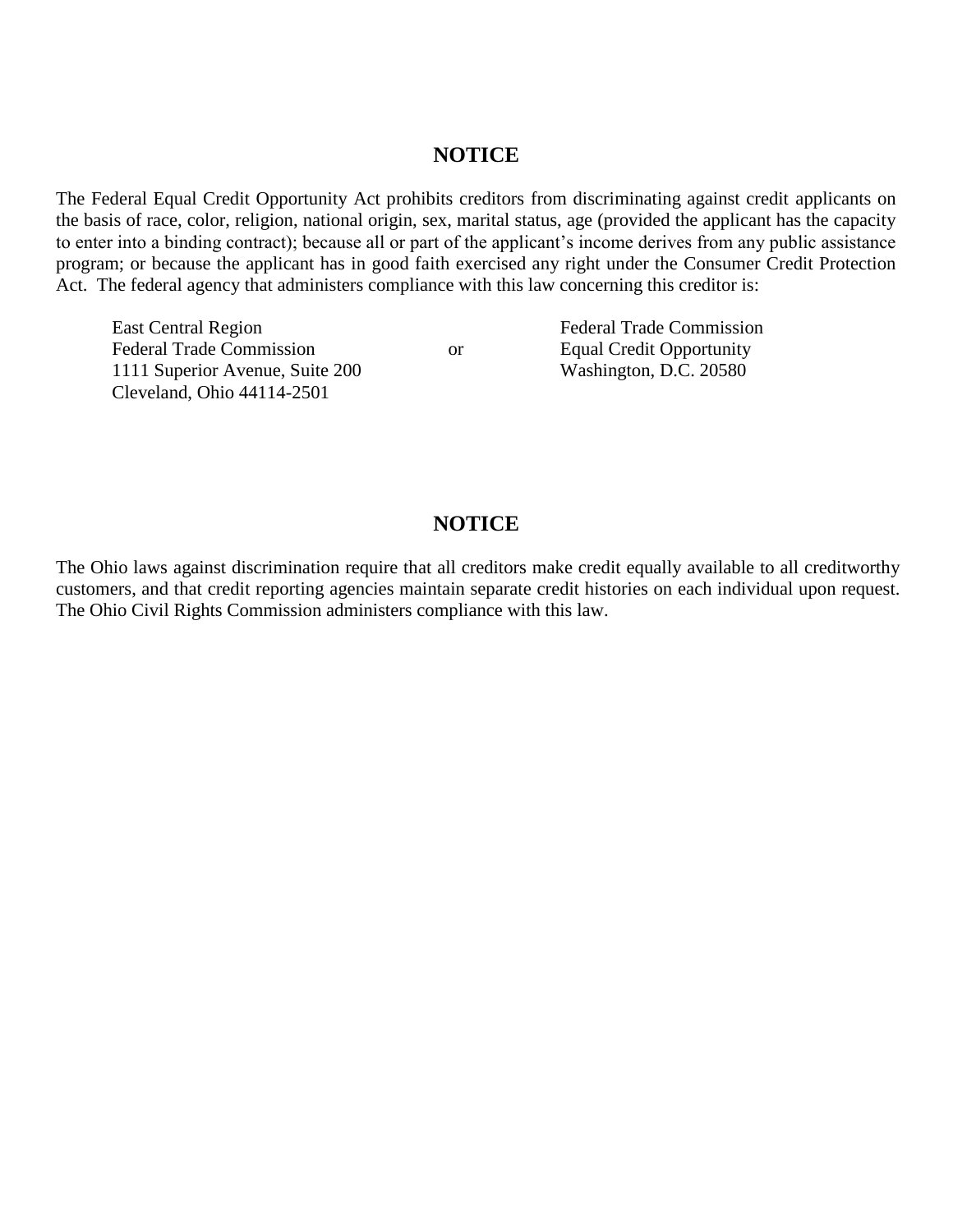## NOTICE

The Federal Equal Credit Opportunity Act prohibits creditors from discriminating against credit applicants on the basis of race, color, religion, national origin, sex, marital status, age (provided the applicant has the capacity to enter into a binding contract); because all or part of the applicant's income derives from any public assistance program; or because the applicant has in good faith exercised any right under the Consumer Credit Protection Act. The federal agency that administers compliance with this law concerning this creditor is:

East Central Region
Federal Trade Commission
1111 Superior Avenue, Suite 200
Cleveland, Ohio 44114-2501

or

Federal Trade Commission
Equal Credit Opportunity
Washington, D.C. 20580

## NOTICE

The Ohio laws against discrimination require that all creditors make credit equally available to all creditworthy customers, and that credit reporting agencies maintain separate credit histories on each individual upon request. The Ohio Civil Rights Commission administers compliance with this law.